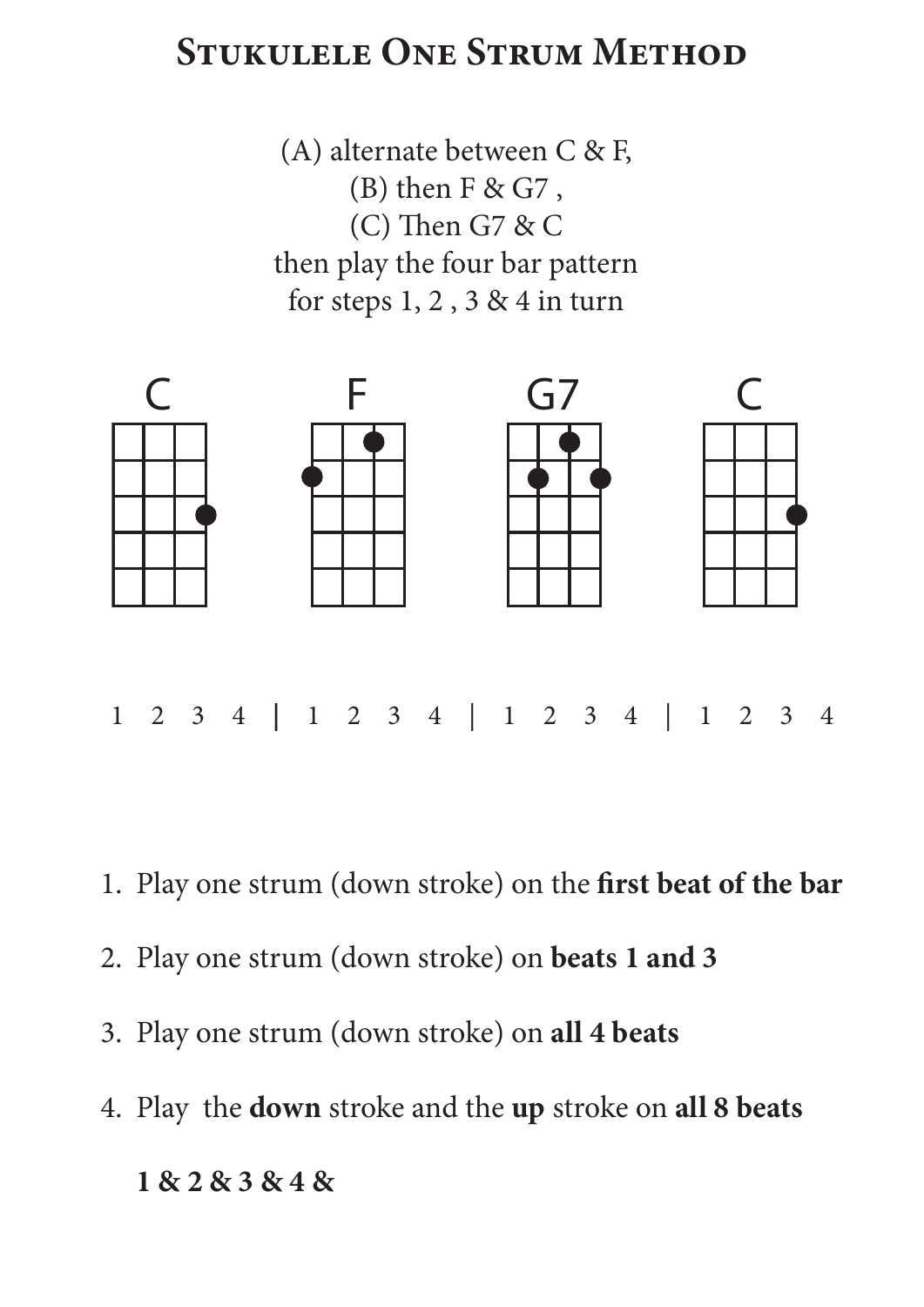# Stukulele One Strum Method

(A) alternate between C & F,
(B) then F & G7 ,
(C) Then G7 & C
then play the four bar pattern
for steps 1, 2 , 3 & 4 in turn

C F G7 C

1 2 3 4 | 1 2 3 4 | 1 2 3 4 | 1 2 3 4

1. Play one strum (down stroke) on the **first beat of the bar**
2. Play one strum (down stroke) on **beats 1 and 3**
3. Play one strum (down stroke) on **all 4 beats**
4. Play the **down** stroke and the **up** stroke on **all 8 beats**

   **1 & 2 & 3 & 4 &**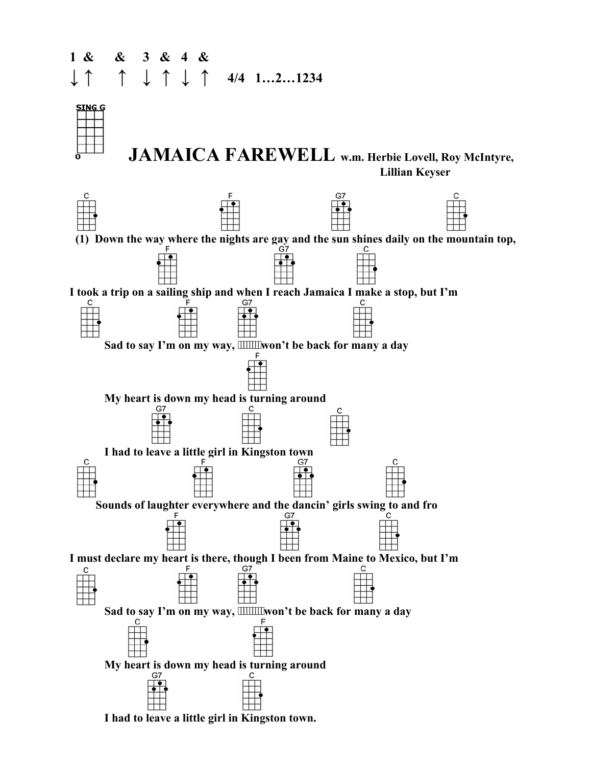**1 & & 3 & 4 &**

**↓↑ ↑ ↓↑↓↑ 4/4 1…2…1234**

SING G

# JAMAICA FAREWELL w.m. Herbie Lovell, Roy McIntyre, Lillian Keyser

C F G7 C

**(1) Down the way where the nights are gay and the sun shines daily on the mountain top,**

F G7 C

**I took a trip on a sailing ship and when I reach Jamaica I make a stop, but I'm**

C F G7 C

**Sad to say I'm on my way, won't be back for many a day**

F

**My heart is down my head is turning around**

G7 C C

**I had to leave a little girl in Kingston town**

C F G7 C

**Sounds of laughter everywhere and the dancin' girls swing to and fro**

F G7 C

**I must declare my heart is there, though I been from Maine to Mexico, but I'm**

C F G7 C

**Sad to say I'm on my way, won't be back for many a day**

C F

**My heart is down my head is turning around**

G7 C

**I had to leave a little girl in Kingston town.**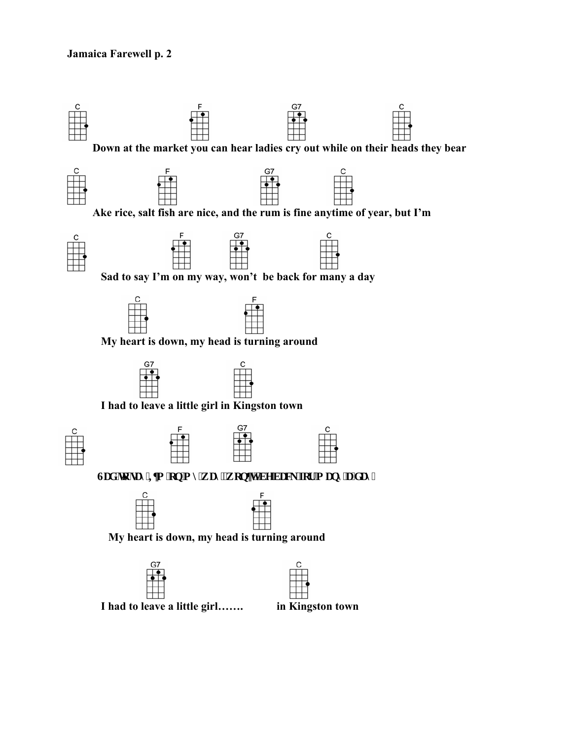**Jamaica Farewell p. 2**

C F G7 C
**Down at the market you can hear ladies cry out while on their heads they bear**

C F G7 C
**Ake rice, salt fish are nice, and the rum is fine anytime of year, but I'm**

C F G7 C
**Sad to say I'm on my way, won't be back for many a day**

C F
**My heart is down, my head is turning around**

G7 C
**I had to leave a little girl in Kingston town**

C F G7 C
**Sad to say I'm on my way, won't be back for many a day**

C F
**My heart is down, my head is turning around**

G7 C
**I had to leave a little girl……. in Kingston town**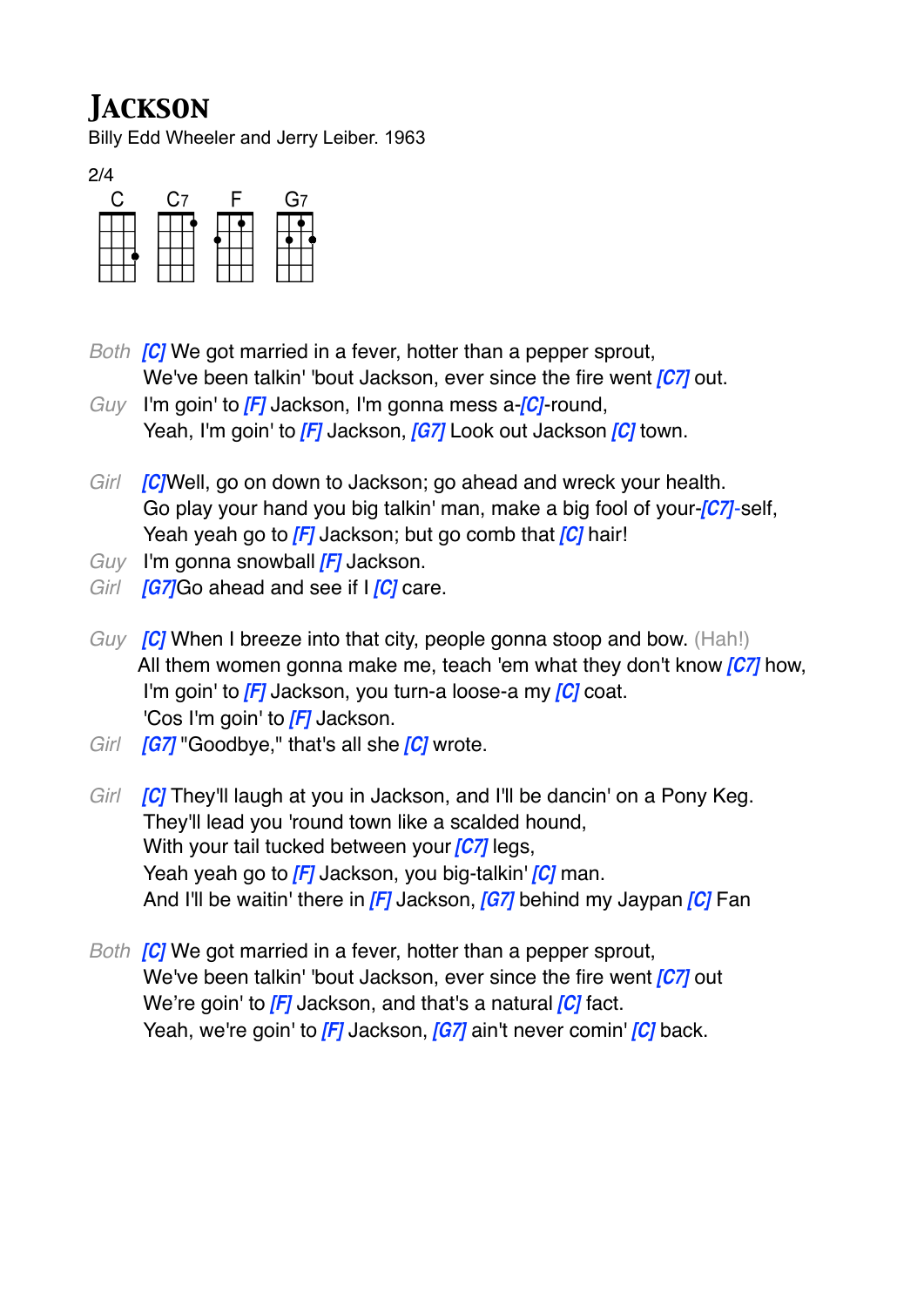# Jackson

Billy Edd Wheeler and Jerry Leiber. 1963

2/4

C C7 F G7

*Both* [C] We got married in a fever, hotter than a pepper sprout,
We've been talkin' 'bout Jackson, ever since the fire went [C7] out.
*Guy* I'm goin' to [F] Jackson, I'm gonna mess a-[C]-round,
Yeah, I'm goin' to [F] Jackson, [G7] Look out Jackson [C] town.

*Girl* [C]Well, go on down to Jackson; go ahead and wreck your health.
Go play your hand you big talkin' man, make a big fool of your-[C7]-self,
Yeah yeah go to [F] Jackson; but go comb that [C] hair!
*Guy* I'm gonna snowball [F] Jackson.
*Girl* [G7]Go ahead and see if I [C] care.

*Guy* [C] When I breeze into that city, people gonna stoop and bow. (Hah!)
All them women gonna make me, teach 'em what they don't know [C7] how,
I'm goin' to [F] Jackson, you turn-a loose-a my [C] coat.
'Cos I'm goin' to [F] Jackson.
*Girl* [G7] "Goodbye," that's all she [C] wrote.

*Girl* [C] They'll laugh at you in Jackson, and I'll be dancin' on a Pony Keg.
They'll lead you 'round town like a scalded hound,
With your tail tucked between your [C7] legs,
Yeah yeah go to [F] Jackson, you big-talkin' [C] man.
And I'll be waitin' there in [F] Jackson, [G7] behind my Jaypan [C] Fan

*Both* [C] We got married in a fever, hotter than a pepper sprout,
We've been talkin' 'bout Jackson, ever since the fire went [C7] out
We're goin' to [F] Jackson, and that's a natural [C] fact.
Yeah, we're goin' to [F] Jackson, [G7] ain't never comin' [C] back.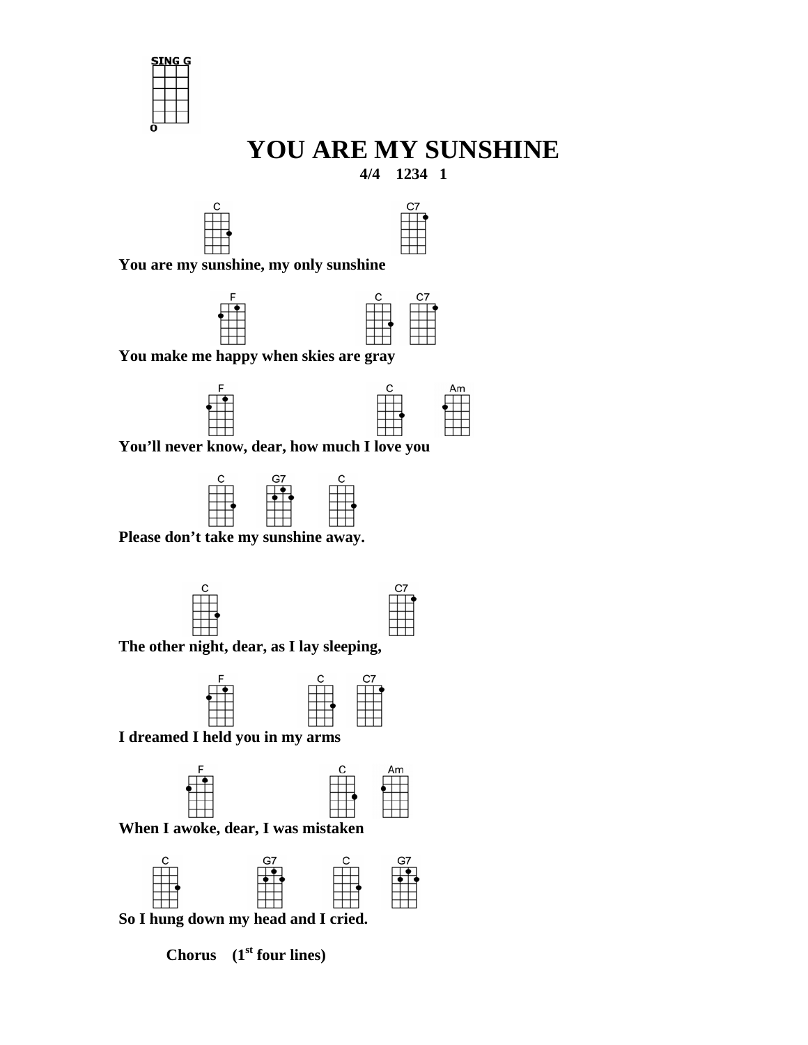SING G

o

# YOU ARE MY SUNSHINE

**4/4 1234 1**

C C7
**You are my sunshine, my only sunshine**

F C C7
**You make me happy when skies are gray**

F C Am
**You'll never know, dear, how much I love you**

C G7 C
**Please don't take my sunshine away.**

C C7
**The other night, dear, as I lay sleeping,**

F C C7
**I dreamed I held you in my arms**

F C Am
**When I awoke, dear, I was mistaken**

C G7 C G7
**So I hung down my head and I cried.**

**Chorus (1st four lines)**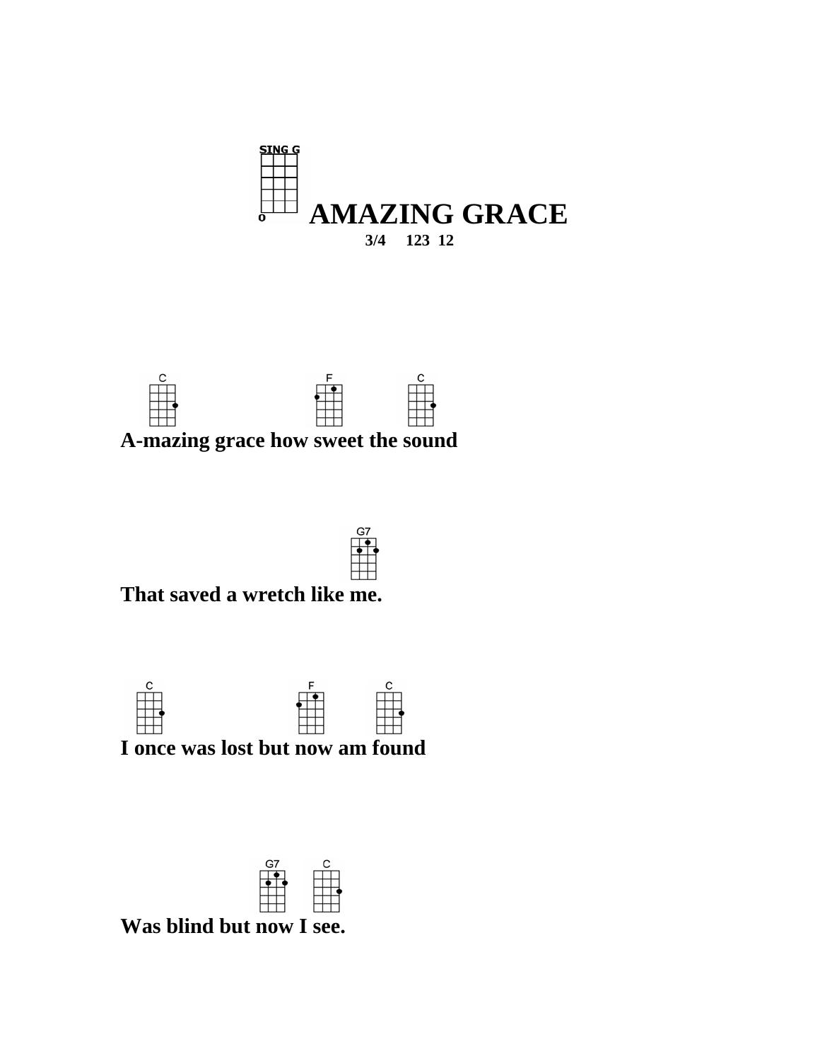SING G

# AMAZING GRACE

**3/4 123 12**

C F C
**A-mazing grace how sweet the sound**

G7
**That saved a wretch like me.**

C F C
**I once was lost but now am found**

G7 C
**Was blind but now I see.**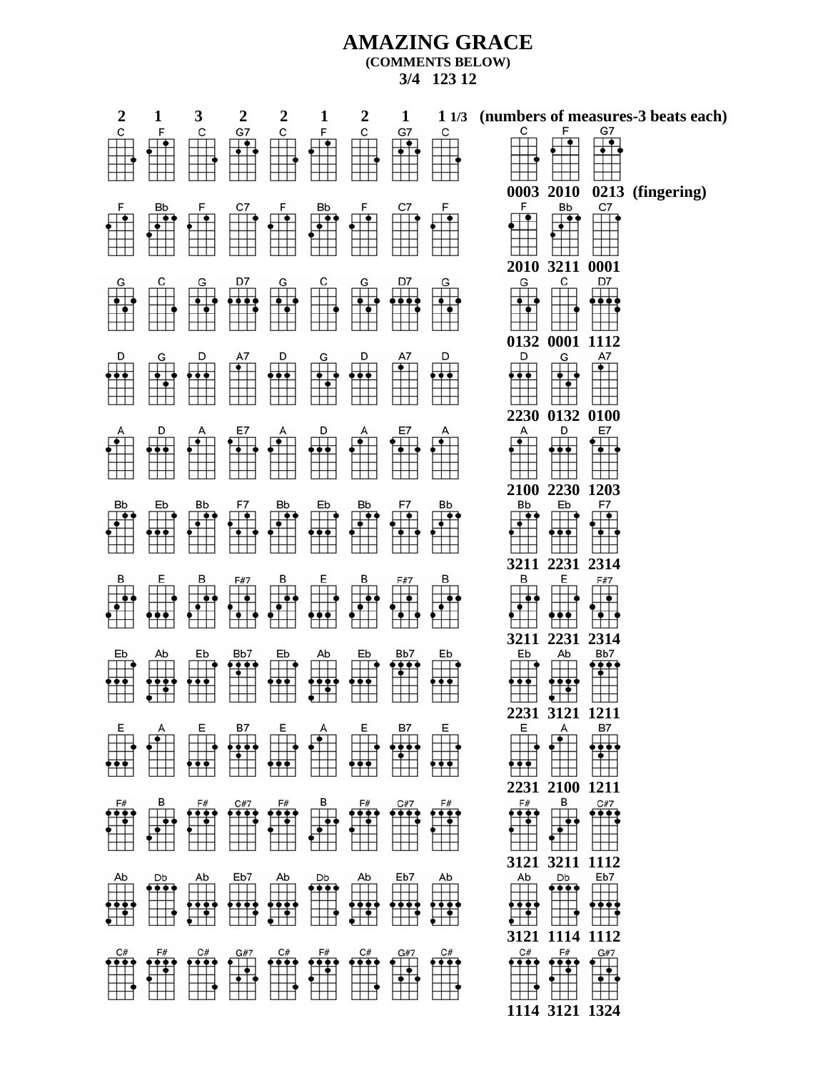# AMAZING GRACE

**(COMMENTS BELOW)**

**3/4 123 12**

| 2 | 1 | 3 | 2 | 2 | 1 | 2 | 1 | 1 1/3 | (numbers of measures-3 beats each) | | |
|---|---|---|---|---|---|---|---|---|---|---|---|
| C | F | C | G7 | C | F | C | G7 | C | C 0003 | F 2010 | G7 0213 (fingering) |
| F | Bb | F | C7 | F | Bb | F | C7 | F | F 2010 | Bb 3211 | C7 0001 |
| G | C | G | D7 | G | C | G | D7 | G | G 0132 | C 0001 | D7 1112 |
| D | G | D | A7 | D | G | D | A7 | D | D 2230 | G 0132 | A7 0100 |
| A | D | A | E7 | A | D | A | E7 | A | A 2100 | D 2230 | E7 1203 |
| Bb | Eb | Bb | F7 | Bb | Eb | Bb | F7 | Bb | Bb 3211 | Eb 2231 | F7 2314 |
| B | E | B | F#7 | B | E | B | F#7 | B | B 3211 | E 2231 | F#7 2314 |
| Eb | Ab | Eb | Bb7 | Eb | Ab | Eb | Bb7 | Eb | Eb 2231 | Ab 3121 | Bb7 1211 |
| E | A | E | B7 | E | A | E | B7 | E | E 2231 | A 2100 | B7 1211 |
| F# | B | F# | C#7 | F# | B | F# | C#7 | F# | F# 3121 | B 3211 | C#7 1112 |
| Ab | Db | Ab | Eb7 | Ab | Db | Ab | Eb7 | Ab | Ab 3121 | Db 1114 | Eb7 1112 |
| C# | F# | C# | G#7 | C# | F# | C# | G#7 | C# | C# 1114 | F# 3121 | G#7 1324 |